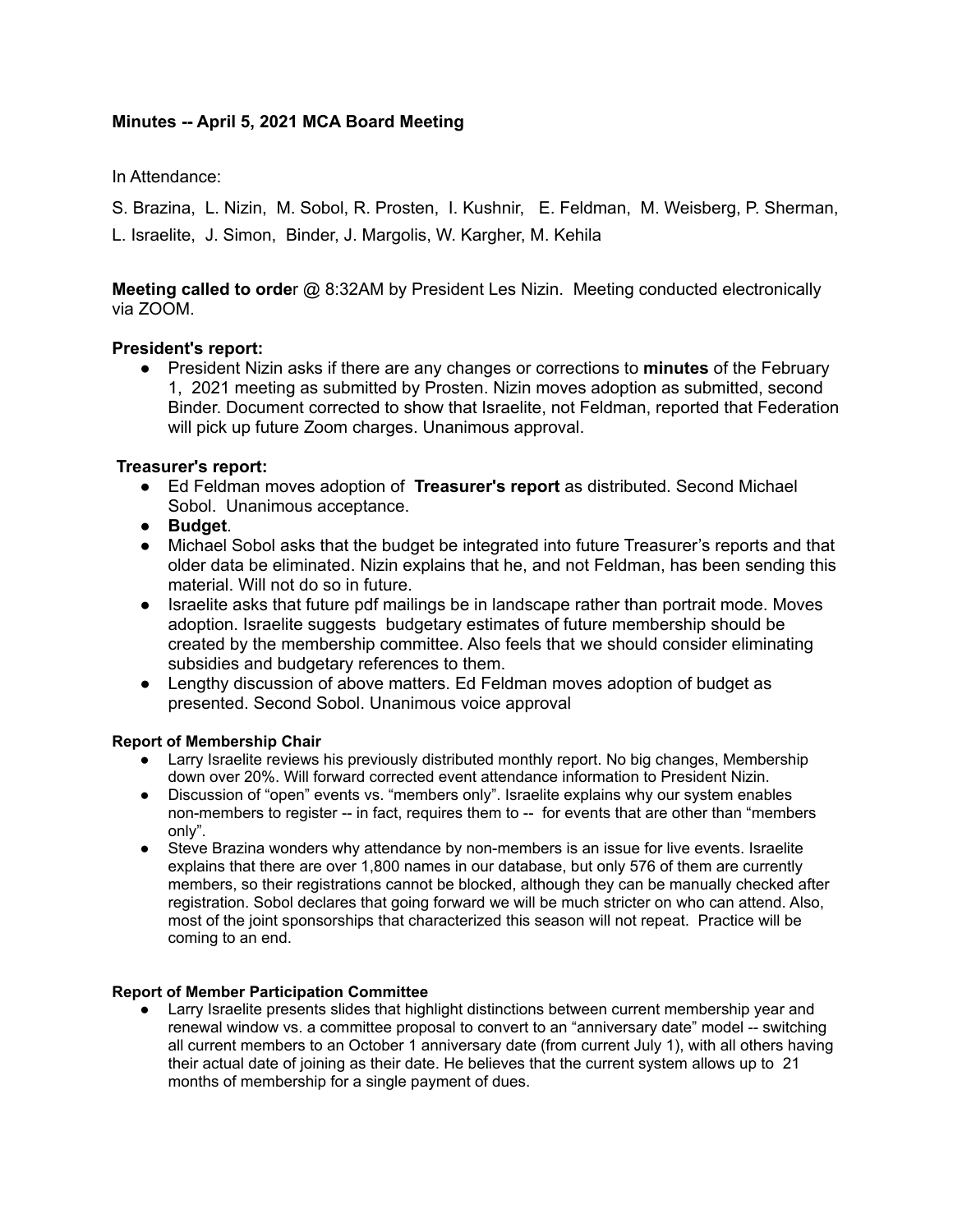**Minutes -- April 5, 2021 MCA Board Meeting**

In Attendance:

S. Brazina, L. Nizin, M. Sobol, R. Prosten, I. Kushnir, E. Feldman, M. Weisberg, P. Sherman, L. Israelite, J. Simon, Binder, J. Margolis, W. Kargher, M. Kehila

**Meeting called to orde**r @ 8:32AM by President Les Nizin. Meeting conducted electronically via ZOOM.

**President's report:**

- President Nizin asks if there are any changes or corrections to **minutes** of the February 1, 2021 meeting as submitted by Prosten. Nizin moves adoption as submitted, second Binder. Document corrected to show that Israelite, not Feldman, reported that Federation will pick up future Zoom charges. Unanimous approval.

**Treasurer's report:**

- Ed Feldman moves adoption of **Treasurer's report** as distributed. Second Michael Sobol. Unanimous acceptance.
- **Budget**.
- Michael Sobol asks that the budget be integrated into future Treasurer's reports and that older data be eliminated. Nizin explains that he, and not Feldman, has been sending this material. Will not do so in future.
- Israelite asks that future pdf mailings be in landscape rather than portrait mode. Moves adoption. Israelite suggests budgetary estimates of future membership should be created by the membership committee. Also feels that we should consider eliminating subsidies and budgetary references to them.
- Lengthy discussion of above matters. Ed Feldman moves adoption of budget as presented. Second Sobol. Unanimous voice approval

**Report of Membership Chair**

- Larry Israelite reviews his previously distributed monthly report. No big changes, Membership down over 20%. Will forward corrected event attendance information to President Nizin.
- Discussion of "open" events vs. "members only". Israelite explains why our system enables non-members to register -- in fact, requires them to -- for events that are other than "members only".
- Steve Brazina wonders why attendance by non-members is an issue for live events. Israelite explains that there are over 1,800 names in our database, but only 576 of them are currently members, so their registrations cannot be blocked, although they can be manually checked after registration. Sobol declares that going forward we will be much stricter on who can attend. Also, most of the joint sponsorships that characterized this season will not repeat. Practice will be coming to an end.

**Report of Member Participation Committee**

- Larry Israelite presents slides that highlight distinctions between current membership year and renewal window vs. a committee proposal to convert to an "anniversary date" model -- switching all current members to an October 1 anniversary date (from current July 1), with all others having their actual date of joining as their date. He believes that the current system allows up to 21 months of membership for a single payment of dues.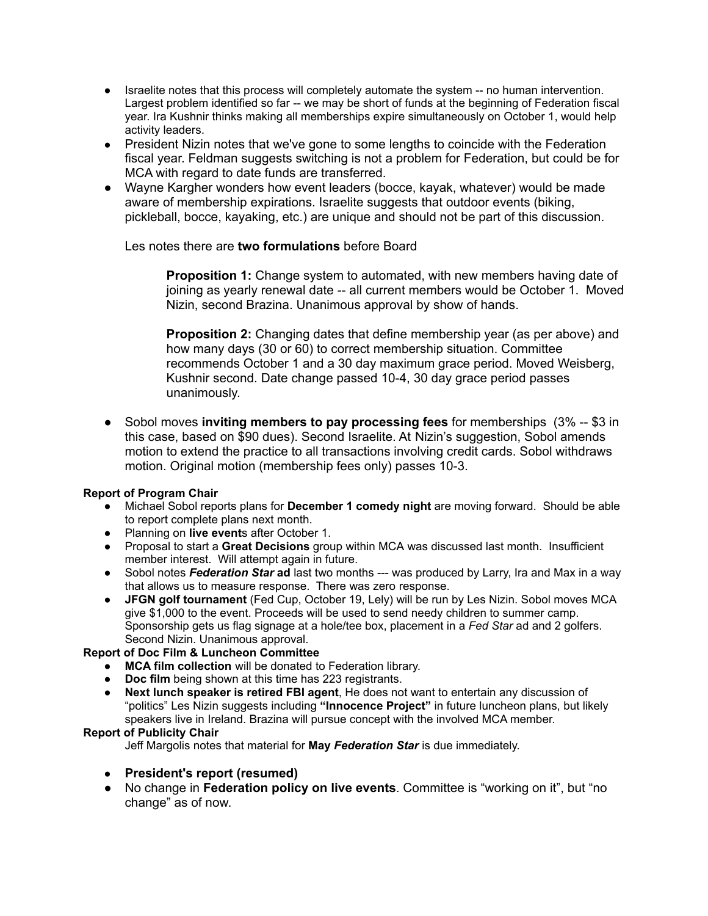- Israelite notes that this process will completely automate the system -- no human intervention. Largest problem identified so far -- we may be short of funds at the beginning of Federation fiscal year. Ira Kushnir thinks making all memberships expire simultaneously on October 1, would help activity leaders.
- President Nizin notes that we've gone to some lengths to coincide with the Federation fiscal year. Feldman suggests switching is not a problem for Federation, but could be for MCA with regard to date funds are transferred.
- Wayne Kargher wonders how event leaders (bocce, kayak, whatever) would be made aware of membership expirations. Israelite suggests that outdoor events (biking, pickleball, bocce, kayaking, etc.) are unique and should not be part of this discussion.

  Les notes there are **two formulations** before Board

  > **Proposition 1:** Change system to automated, with new members having date of joining as yearly renewal date -- all current members would be October 1. Moved Nizin, second Brazina. Unanimous approval by show of hands.
  >
  > **Proposition 2:** Changing dates that define membership year (as per above) and how many days (30 or 60) to correct membership situation. Committee recommends October 1 and a 30 day maximum grace period. Moved Weisberg, Kushnir second. Date change passed 10-4, 30 day grace period passes unanimously.

- Sobol moves **inviting members to pay processing fees** for memberships (3% -- $3 in this case, based on $90 dues). Second Israelite. At Nizin's suggestion, Sobol amends motion to extend the practice to all transactions involving credit cards. Sobol withdraws motion. Original motion (membership fees only) passes 10-3.

**Report of Program Chair**

- Michael Sobol reports plans for **December 1 comedy night** are moving forward. Should be able to report complete plans next month.
- Planning on **live event**s after October 1.
- Proposal to start a **Great Decisions** group within MCA was discussed last month. Insufficient member interest. Will attempt again in future.
- Sobol notes ***Federation Star* ad** last two months --- was produced by Larry, Ira and Max in a way that allows us to measure response. There was zero response.
- **JFGN golf tournament** (Fed Cup, October 19, Lely) will be run by Les Nizin. Sobol moves MCA give $1,000 to the event. Proceeds will be used to send needy children to summer camp. Sponsorship gets us flag signage at a hole/tee box, placement in a *Fed Star* ad and 2 golfers. Second Nizin. Unanimous approval.

**Report of Doc Film & Luncheon Committee**

- **MCA film collection** will be donated to Federation library.
- **Doc film** being shown at this time has 223 registrants.
- **Next lunch speaker is retired FBI agent**, He does not want to entertain any discussion of "politics" Les Nizin suggests including **"Innocence Project"** in future luncheon plans, but likely speakers live in Ireland. Brazina will pursue concept with the involved MCA member.

**Report of Publicity Chair**

Jeff Margolis notes that material for **May *Federation Star*** is due immediately.

- **President's report (resumed)**
- No change in **Federation policy on live events**. Committee is "working on it", but "no change" as of now.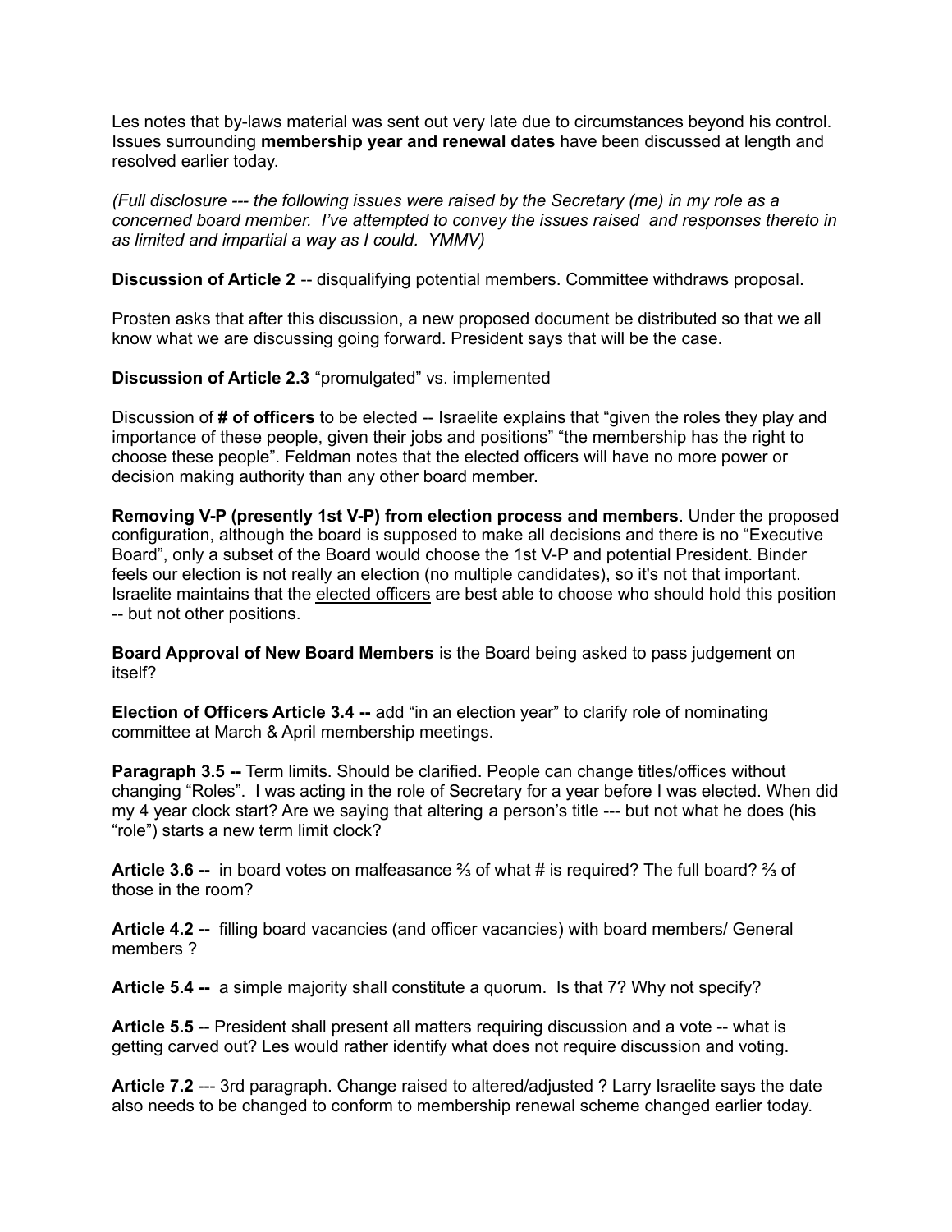Les notes that by-laws material was sent out very late due to circumstances beyond his control. Issues surrounding **membership year and renewal dates** have been discussed at length and resolved earlier today.

*(Full disclosure --- the following issues were raised by the Secretary (me) in my role as a concerned board member. I've attempted to convey the issues raised and responses thereto in as limited and impartial a way as I could. YMMV)*

**Discussion of Article 2** -- disqualifying potential members. Committee withdraws proposal.

Prosten asks that after this discussion, a new proposed document be distributed so that we all know what we are discussing going forward. President says that will be the case.

**Discussion of Article 2.3** "promulgated" vs. implemented

Discussion of **# of officers** to be elected -- Israelite explains that "given the roles they play and importance of these people, given their jobs and positions" "the membership has the right to choose these people". Feldman notes that the elected officers will have no more power or decision making authority than any other board member.

**Removing V-P (presently 1st V-P) from election process and members**. Under the proposed configuration, although the board is supposed to make all decisions and there is no "Executive Board", only a subset of the Board would choose the 1st V-P and potential President. Binder feels our election is not really an election (no multiple candidates), so it's not that important. Israelite maintains that the <u>elected officers</u> are best able to choose who should hold this position -- but not other positions.

**Board Approval of New Board Members** is the Board being asked to pass judgement on itself?

**Election of Officers Article 3.4 --** add "in an election year" to clarify role of nominating committee at March & April membership meetings.

**Paragraph 3.5 --** Term limits. Should be clarified. People can change titles/offices without changing "Roles". I was acting in the role of Secretary for a year before I was elected. When did my 4 year clock start? Are we saying that altering a person's title --- but not what he does (his "role") starts a new term limit clock?

**Article 3.6 --** in board votes on malfeasance ⅔ of what # is required? The full board? ⅔ of those in the room?

**Article 4.2 --** filling board vacancies (and officer vacancies) with board members/ General members ?

**Article 5.4 --** a simple majority shall constitute a quorum. Is that 7? Why not specify?

**Article 5.5** -- President shall present all matters requiring discussion and a vote -- what is getting carved out? Les would rather identify what does not require discussion and voting.

**Article 7.2** --- 3rd paragraph. Change raised to altered/adjusted ? Larry Israelite says the date also needs to be changed to conform to membership renewal scheme changed earlier today.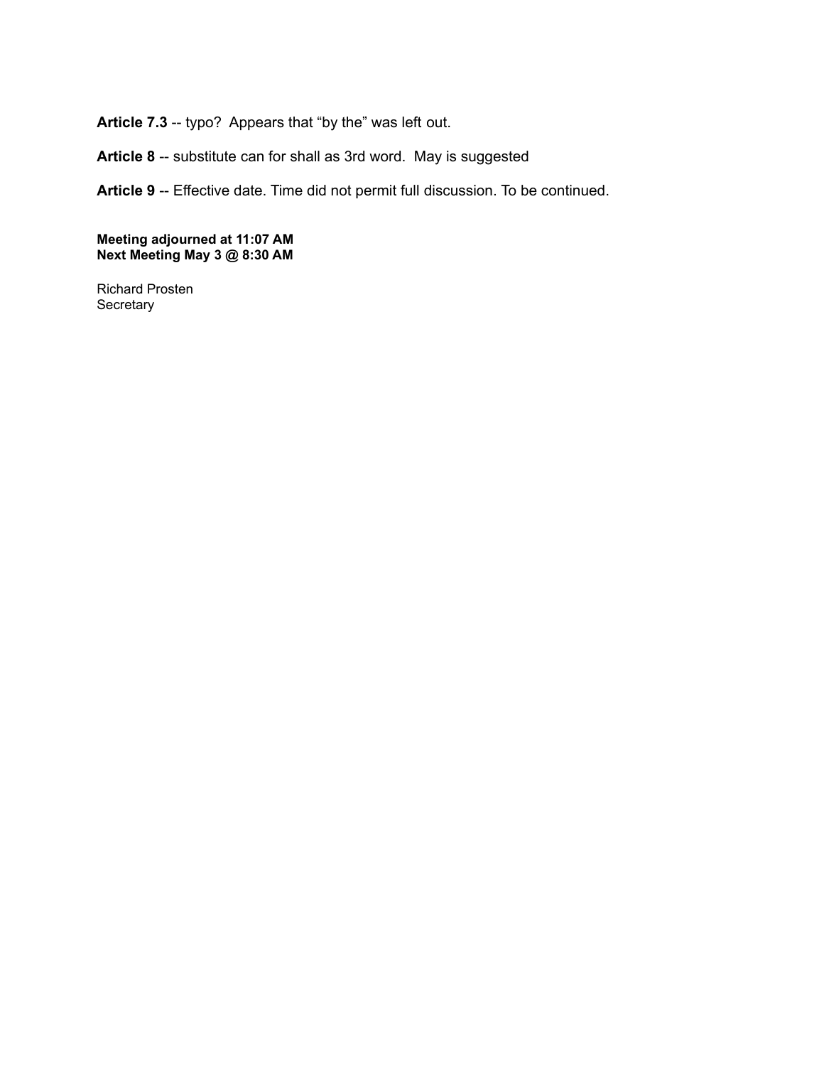**Article 7.3** -- typo? Appears that "by the" was left out.

**Article 8** -- substitute can for shall as 3rd word. May is suggested

**Article 9** -- Effective date. Time did not permit full discussion. To be continued.

**Meeting adjourned at 11:07 AM**
**Next Meeting May 3 @ 8:30 AM**

Richard Prosten
Secretary